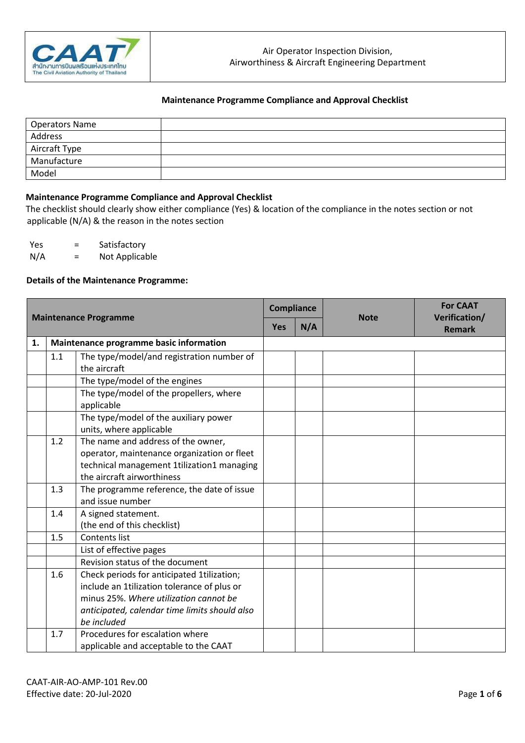Air Operator Inspection Division,
Airworthiness & Aircraft Engineering Department

## Maintenance Programme Compliance and Approval Checklist

| Operators Name | |
|---|---|
| Address | |
| Aircraft Type | |
| Manufacture | |
| Model | |

**Maintenance Programme Compliance and Approval Checklist**

The checklist should clearly show either compliance (Yes) & location of the compliance in the notes section or not applicable (N/A) & the reason in the notes section

Yes = Satisfactory
N/A = Not Applicable

**Details of the Maintenance Programme:**

| Maintenance Programme | | | Compliance | | Note | For CAAT Verification/ Remark |
|---|---|---|---|---|---|---|
| | | | Yes | N/A | | |
| **1.** | **Maintenance programme basic information** | | | | | |
| | 1.1 | The type/model/and registration number of the aircraft | | | | |
| | | The type/model of the engines | | | | |
| | | The type/model of the propellers, where applicable | | | | |
| | | The type/model of the auxiliary power units, where applicable | | | | |
| | 1.2 | The name and address of the owner, operator, maintenance organization or fleet technical management 1tilization1 managing the aircraft airworthiness | | | | |
| | 1.3 | The programme reference, the date of issue and issue number | | | | |
| | 1.4 | A signed statement. (the end of this checklist) | | | | |
| | 1.5 | Contents list | | | | |
| | | List of effective pages | | | | |
| | | Revision status of the document | | | | |
| | 1.6 | Check periods for anticipated 1tilization; include an 1tilization tolerance of plus or minus 25%. *Where utilization cannot be anticipated, calendar time limits should also be included* | | | | |
| | 1.7 | Procedures for escalation where applicable and acceptable to the CAAT | | | | |

CAAT-AIR-AO-AMP-101 Rev.00
Effective date: 20-Jul-2020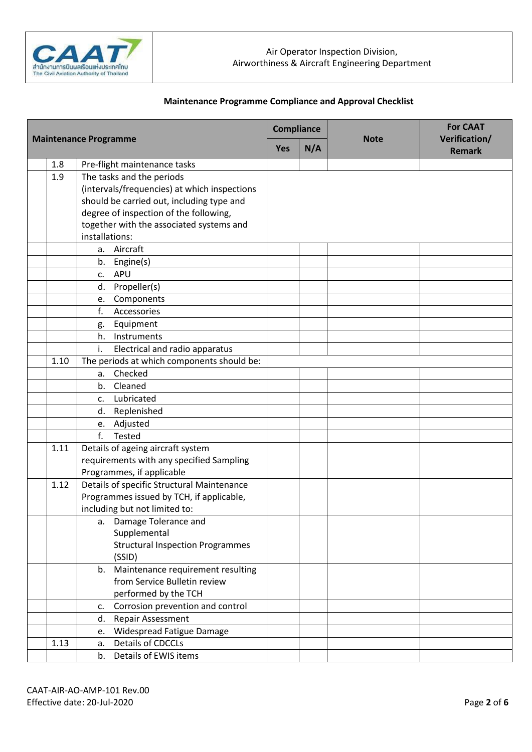**Maintenance Programme Compliance and Approval Checklist**

| Maintenance Programme | | | Compliance | | Note | For CAAT Verification/ Remark |
|---|---|---|---|---|---|---|
| | | | Yes | N/A | | |
| | 1.8 | Pre-flight maintenance tasks | | | | |
| | 1.9 | The tasks and the periods (intervals/frequencies) at which inspections should be carried out, including type and degree of inspection of the following, together with the associated systems and installations: | | | | |
| | | a. Aircraft | | | | |
| | | b. Engine(s) | | | | |
| | | c. APU | | | | |
| | | d. Propeller(s) | | | | |
| | | e. Components | | | | |
| | | f. Accessories | | | | |
| | | g. Equipment | | | | |
| | | h. Instruments | | | | |
| | | i. Electrical and radio apparatus | | | | |
| | 1.10 | The periods at which components should be: | | | | |
| | | a. Checked | | | | |
| | | b. Cleaned | | | | |
| | | c. Lubricated | | | | |
| | | d. Replenished | | | | |
| | | e. Adjusted | | | | |
| | | f. Tested | | | | |
| | 1.11 | Details of ageing aircraft system requirements with any specified Sampling Programmes, if applicable | | | | |
| | 1.12 | Details of specific Structural Maintenance Programmes issued by TCH, if applicable, including but not limited to: | | | | |
| | | a. Damage Tolerance and Supplemental Structural Inspection Programmes (SSID) | | | | |
| | | b. Maintenance requirement resulting from Service Bulletin review performed by the TCH | | | | |
| | | c. Corrosion prevention and control | | | | |
| | | d. Repair Assessment | | | | |
| | | e. Widespread Fatigue Damage | | | | |
| | 1.13 | a. Details of CDCCLs | | | | |
| | | b. Details of EWIS items | | | | |

CAAT-AIR-AO-AMP-101 Rev.00
Effective date: 20-Jul-2020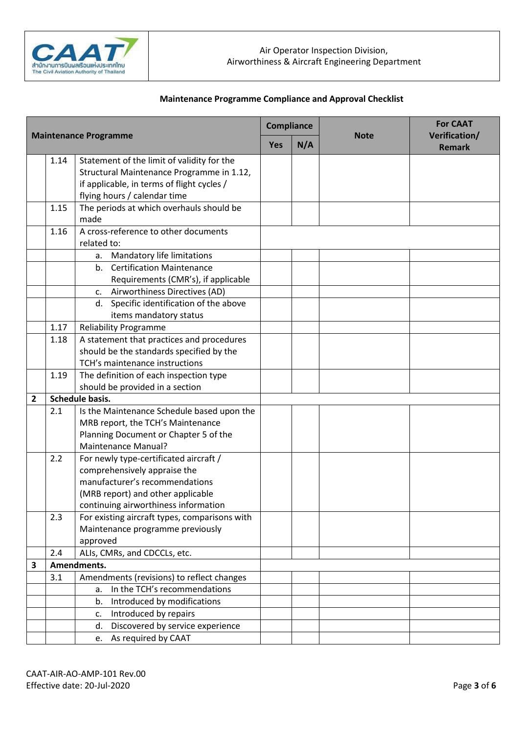Air Operator Inspection Division,
Airworthiness & Aircraft Engineering Department

## Maintenance Programme Compliance and Approval Checklist

| Maintenance Programme | | | Compliance | | Note | For CAAT Verification/ Remark |
|---|---|---|---|---|---|---|
| | | | Yes | N/A | | |
| | 1.14 | Statement of the limit of validity for the Structural Maintenance Programme in 1.12, if applicable, in terms of flight cycles / flying hours / calendar time | | | | |
| | 1.15 | The periods at which overhauls should be made | | | | |
| | 1.16 | A cross-reference to other documents related to: | | | | |
| | | a. Mandatory life limitations | | | | |
| | | b. Certification Maintenance Requirements (CMR's), if applicable | | | | |
| | | c. Airworthiness Directives (AD) | | | | |
| | | d. Specific identification of the above items mandatory status | | | | |
| | 1.17 | Reliability Programme | | | | |
| | 1.18 | A statement that practices and procedures should be the standards specified by the TCH's maintenance instructions | | | | |
| | 1.19 | The definition of each inspection type should be provided in a section | | | | |
| **2** | **Schedule basis.** | | | | | |
| | 2.1 | Is the Maintenance Schedule based upon the MRB report, the TCH's Maintenance Planning Document or Chapter 5 of the Maintenance Manual? | | | | |
| | 2.2 | For newly type-certificated aircraft / comprehensively appraise the manufacturer's recommendations (MRB report) and other applicable continuing airworthiness information | | | | |
| | 2.3 | For existing aircraft types, comparisons with Maintenance programme previously approved | | | | |
| | 2.4 | ALIs, CMRs, and CDCCLs, etc. | | | | |
| **3** | **Amendments.** | | | | | |
| | 3.1 | Amendments (revisions) to reflect changes | | | | |
| | | a. In the TCH's recommendations | | | | |
| | | b. Introduced by modifications | | | | |
| | | c. Introduced by repairs | | | | |
| | | d. Discovered by service experience | | | | |
| | | e. As required by CAAT | | | | |

CAAT-AIR-AO-AMP-101 Rev.00
Effective date: 20-Jul-2020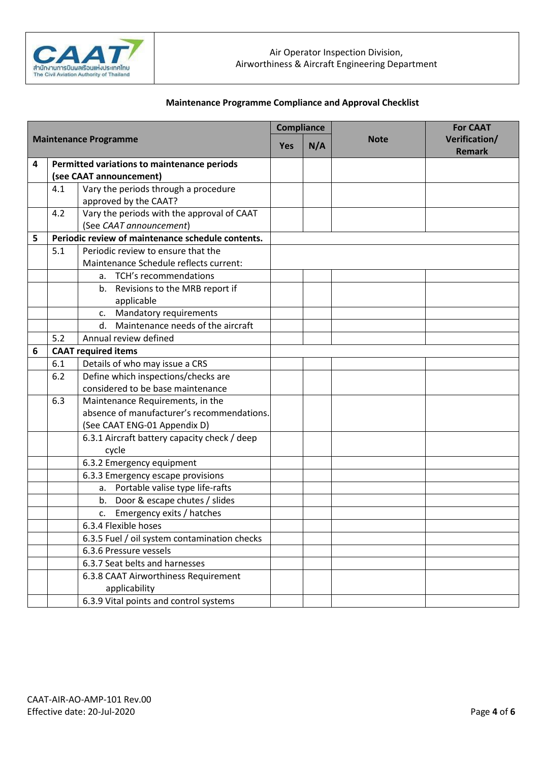**Maintenance Programme Compliance and Approval Checklist**

| Maintenance Programme | | | Compliance | | Note | For CAAT Verification/ Remark |
|---|---|---|---|---|---|---|
| | | | Yes | N/A | | |
| 4 | **Permitted variations to maintenance periods (see CAAT announcement)** | | | | | |
| | 4.1 | Vary the periods through a procedure approved by the CAAT? | | | | |
| | 4.2 | Vary the periods with the approval of CAAT (See *CAAT announcement*) | | | | |
| 5 | **Periodic review of maintenance schedule contents.** | | | | | |
| | 5.1 | Periodic review to ensure that the Maintenance Schedule reflects current: | | | | |
| | | a. TCH's recommendations | | | | |
| | | b. Revisions to the MRB report if applicable | | | | |
| | | c. Mandatory requirements | | | | |
| | | d. Maintenance needs of the aircraft | | | | |
| | 5.2 | Annual review defined | | | | |
| 6 | **CAAT required items** | | | | | |
| | 6.1 | Details of who may issue a CRS | | | | |
| | 6.2 | Define which inspections/checks are considered to be base maintenance | | | | |
| | 6.3 | Maintenance Requirements, in the absence of manufacturer's recommendations. (See CAAT ENG-01 Appendix D) | | | | |
| | | 6.3.1 Aircraft battery capacity check / deep cycle | | | | |
| | | 6.3.2 Emergency equipment | | | | |
| | | 6.3.3 Emergency escape provisions | | | | |
| | | a. Portable valise type life-rafts | | | | |
| | | b. Door & escape chutes / slides | | | | |
| | | c. Emergency exits / hatches | | | | |
| | | 6.3.4 Flexible hoses | | | | |
| | | 6.3.5 Fuel / oil system contamination checks | | | | |
| | | 6.3.6 Pressure vessels | | | | |
| | | 6.3.7 Seat belts and harnesses | | | | |
| | | 6.3.8 CAAT Airworthiness Requirement applicability | | | | |
| | | 6.3.9 Vital points and control systems | | | | |

CAAT-AIR-AO-AMP-101 Rev.00
Effective date: 20-Jul-2020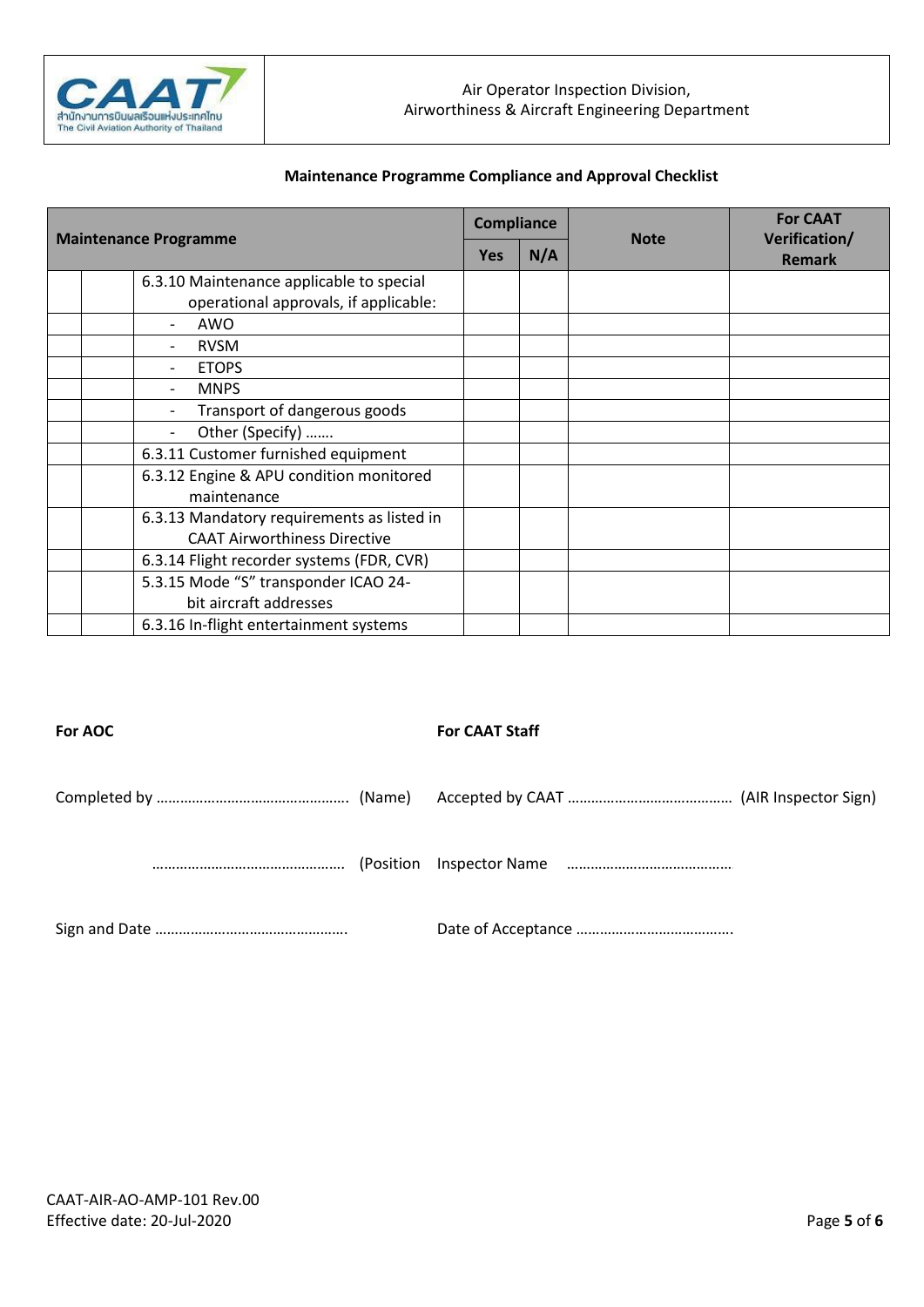Air Operator Inspection Division,
Airworthiness & Aircraft Engineering Department

### Maintenance Programme Compliance and Approval Checklist

| Maintenance Programme | | | Compliance | | Note | For CAAT Verification/ Remark |
|---|---|---|---|---|---|---|
| | | | Yes | N/A | | |
| | | 6.3.10 Maintenance applicable to special operational approvals, if applicable: | | | | |
| | | - AWO | | | | |
| | | - RVSM | | | | |
| | | - ETOPS | | | | |
| | | - MNPS | | | | |
| | | - Transport of dangerous goods | | | | |
| | | - Other (Specify) ……. | | | | |
| | | 6.3.11 Customer furnished equipment | | | | |
| | | 6.3.12 Engine & APU condition monitored maintenance | | | | |
| | | 6.3.13 Mandatory requirements as listed in CAAT Airworthiness Directive | | | | |
| | | 6.3.14 Flight recorder systems (FDR, CVR) | | | | |
| | | 5.3.15 Mode "S" transponder ICAO 24-bit aircraft addresses | | | | |
| | | 6.3.16 In-flight entertainment systems | | | | |

**For AOC**

Completed by …………………………………………. (Name)

…………………………………………. (Position

Sign and Date ………………………………………….

**For CAAT Staff**

Accepted by CAAT …………………………………… (AIR Inspector Sign)

Inspector Name ……………………………………

Date of Acceptance …………………………………..

CAAT-AIR-AO-AMP-101 Rev.00
Effective date: 20-Jul-2020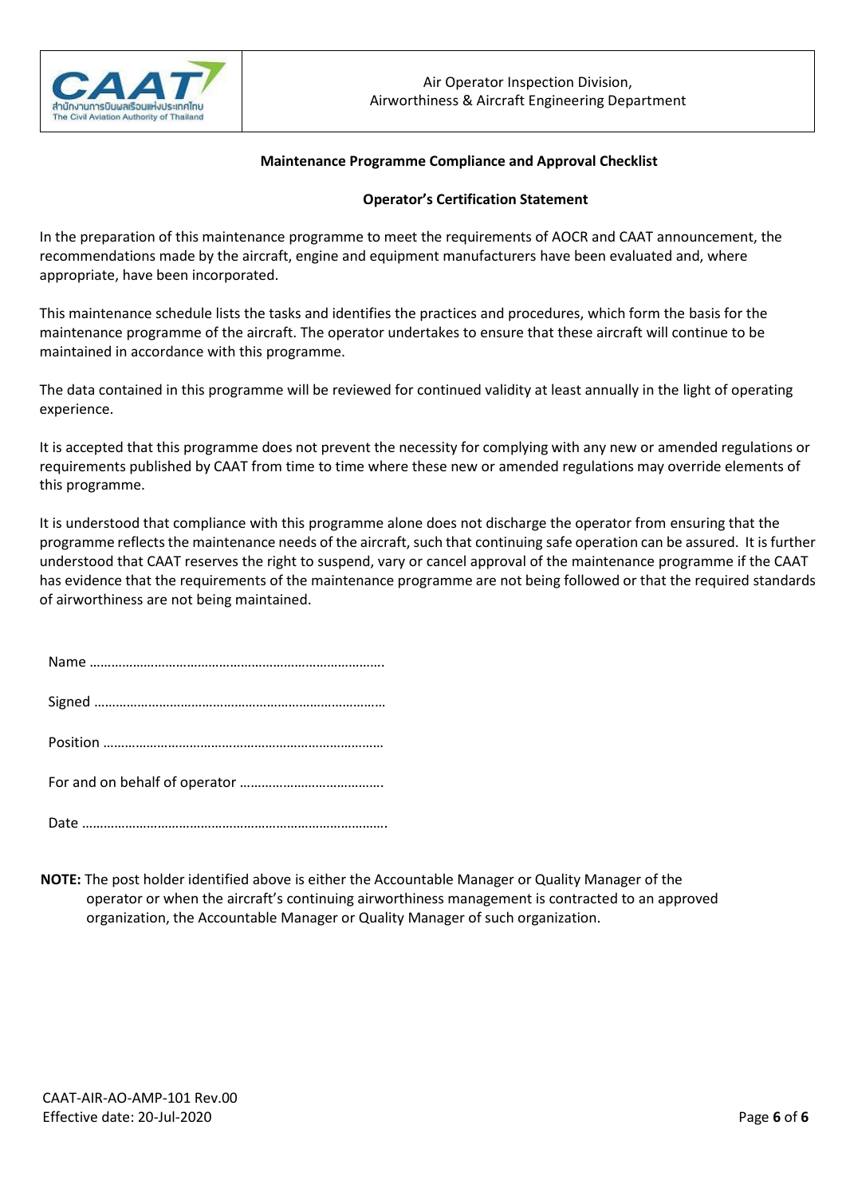**Maintenance Programme Compliance and Approval Checklist**

**Operator's Certification Statement**

In the preparation of this maintenance programme to meet the requirements of AOCR and CAAT announcement, the recommendations made by the aircraft, engine and equipment manufacturers have been evaluated and, where appropriate, have been incorporated.

This maintenance schedule lists the tasks and identifies the practices and procedures, which form the basis for the maintenance programme of the aircraft. The operator undertakes to ensure that these aircraft will continue to be maintained in accordance with this programme.

The data contained in this programme will be reviewed for continued validity at least annually in the light of operating experience.

It is accepted that this programme does not prevent the necessity for complying with any new or amended regulations or requirements published by CAAT from time to time where these new or amended regulations may override elements of this programme.

It is understood that compliance with this programme alone does not discharge the operator from ensuring that the programme reflects the maintenance needs of the aircraft, such that continuing safe operation can be assured. It is further understood that CAAT reserves the right to suspend, vary or cancel approval of the maintenance programme if the CAAT has evidence that the requirements of the maintenance programme are not being followed or that the required standards of airworthiness are not being maintained.

Name ……………………………………………………………………….

Signed ………………………………………………………………………

Position ……………………………………………………………………

For and on behalf of operator ………………………………….

Date ………………………………………………………………………….

**NOTE:** The post holder identified above is either the Accountable Manager or Quality Manager of the operator or when the aircraft's continuing airworthiness management is contracted to an approved organization, the Accountable Manager or Quality Manager of such organization.